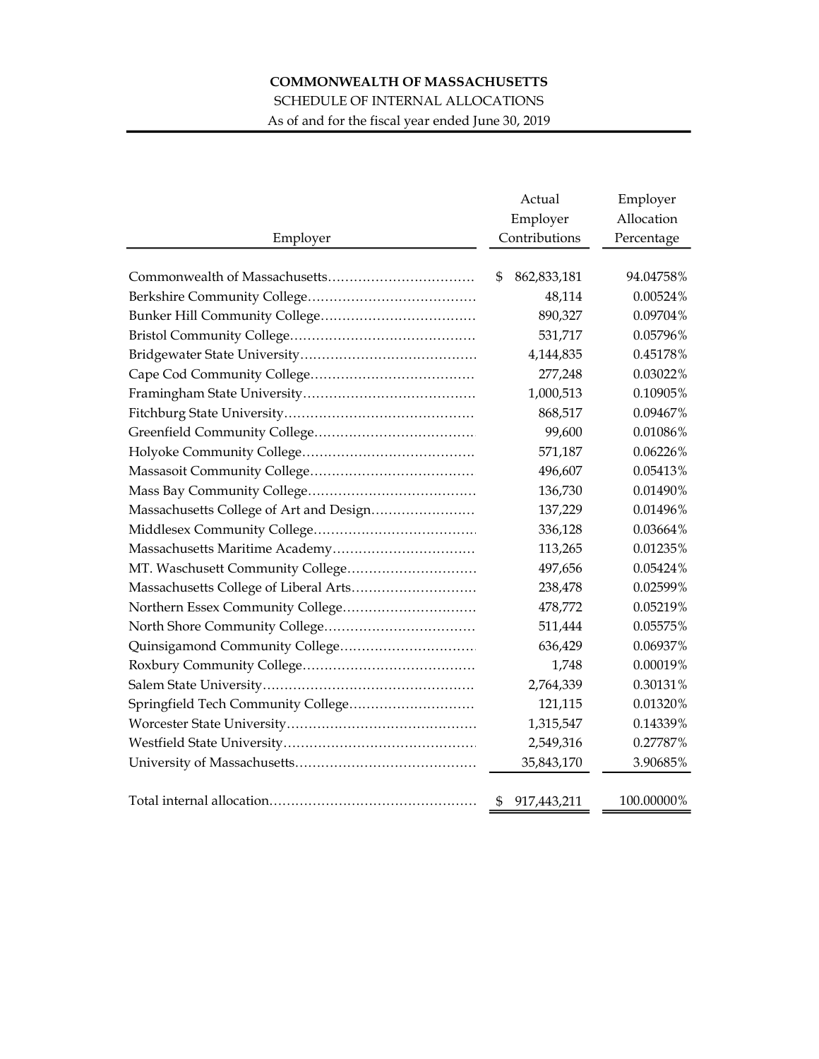**COMMONWEALTH OF MASSACHUSETTS**

SCHEDULE OF INTERNAL ALLOCATIONS

As of and for the fiscal year ended June 30, 2019

| Employer | Actual Employer Contributions | Employer Allocation Percentage |
|---|---|---|
| Commonwealth of Massachusetts | $ 862,833,181 | 94.04758% |
| Berkshire Community College | 48,114 | 0.00524% |
| Bunker Hill Community College | 890,327 | 0.09704% |
| Bristol Community College | 531,717 | 0.05796% |
| Bridgewater State University | 4,144,835 | 0.45178% |
| Cape Cod Community College | 277,248 | 0.03022% |
| Framingham State University | 1,000,513 | 0.10905% |
| Fitchburg State University | 868,517 | 0.09467% |
| Greenfield Community College | 99,600 | 0.01086% |
| Holyoke Community College | 571,187 | 0.06226% |
| Massasoit Community College | 496,607 | 0.05413% |
| Mass Bay Community College | 136,730 | 0.01490% |
| Massachusetts College of Art and Design | 137,229 | 0.01496% |
| Middlesex Community College | 336,128 | 0.03664% |
| Massachusetts Maritime Academy | 113,265 | 0.01235% |
| MT. Waschusett Community College | 497,656 | 0.05424% |
| Massachusetts College of Liberal Arts | 238,478 | 0.02599% |
| Northern Essex Community College | 478,772 | 0.05219% |
| North Shore Community College | 511,444 | 0.05575% |
| Quinsigamond Community College | 636,429 | 0.06937% |
| Roxbury Community College | 1,748 | 0.00019% |
| Salem State University | 2,764,339 | 0.30131% |
| Springfield Tech Community College | 121,115 | 0.01320% |
| Worcester State University | 1,315,547 | 0.14339% |
| Westfield State University | 2,549,316 | 0.27787% |
| University of Massachusetts | 35,843,170 | 3.90685% |
| Total internal allocation | $ 917,443,211 | 100.00000% |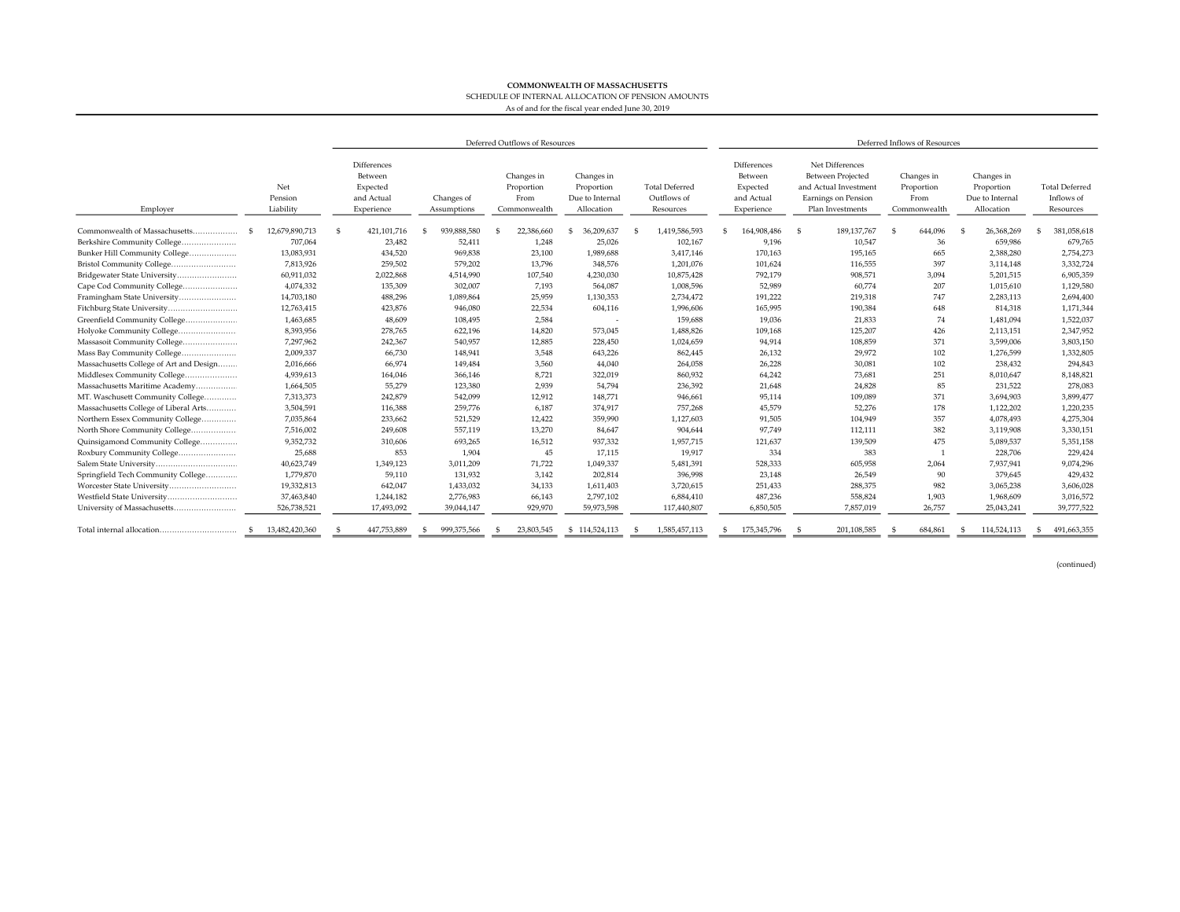**COMMONWEALTH OF MASSACHUSETTS**
SCHEDULE OF INTERNAL ALLOCATION OF PENSION AMOUNTS
As of and for the fiscal year ended June 30, 2019

| | | Deferred Outflows of Resources | | | | | Deferred Inflows of Resources | | | | |
|---|---|---|---|---|---|---|---|---|---|---|---|
| Employer | Net Pension Liability | Differences Between Expected and Actual Experience | Changes of Assumptions | Changes in Proportion From Commonwealth | Changes in Proportion Due to Internal Allocation | Total Deferred Outflows of Resources | Differences Between Expected and Actual Experience | Net Differences Between Projected and Actual Investment Earnings on Pension Plan Investments | Changes in Proportion From Commonwealth | Changes in Proportion Due to Internal Allocation | Total Deferred Inflows of Resources |
| Commonwealth of Massachusetts | $ 12,679,890,713 | $ 421,101,716 | $ 939,888,580 | $ 22,386,660 | $ 36,209,637 | $ 1,419,586,593 | $ 164,908,486 | $ 189,137,767 | $ 644,096 | $ 26,368,269 | $ 381,058,618 |
| Berkshire Community College | 707,064 | 23,482 | 52,411 | 1,248 | 25,026 | 102,167 | 9,196 | 10,547 | 36 | 659,986 | 679,765 |
| Bunker Hill Community College | 13,083,931 | 434,520 | 969,838 | 23,100 | 1,989,688 | 3,417,146 | 170,163 | 195,165 | 665 | 2,388,280 | 2,754,273 |
| Bristol Community College | 7,813,926 | 259,502 | 579,202 | 13,796 | 348,576 | 1,201,076 | 101,624 | 116,555 | 397 | 3,114,148 | 3,332,724 |
| Bridgewater State University | 60,911,032 | 2,022,868 | 4,514,990 | 107,540 | 4,230,030 | 10,875,428 | 792,179 | 908,571 | 3,094 | 5,201,515 | 6,905,359 |
| Cape Cod Community College | 4,074,332 | 135,309 | 302,007 | 7,193 | 564,087 | 1,008,596 | 52,989 | 60,774 | 207 | 1,015,610 | 1,129,580 |
| Framingham State University | 14,703,180 | 488,296 | 1,089,864 | 25,959 | 1,130,353 | 2,734,472 | 191,222 | 219,318 | 747 | 2,283,113 | 2,694,400 |
| Fitchburg State University | 12,763,415 | 423,876 | 946,080 | 22,534 | 604,116 | 1,996,606 | 165,995 | 190,384 | 648 | 814,318 | 1,171,344 |
| Greenfield Community College | 1,463,685 | 48,609 | 108,495 | 2,584 | - | 159,688 | 19,036 | 21,833 | 74 | 1,481,094 | 1,522,037 |
| Holyoke Community College | 8,393,956 | 278,765 | 622,196 | 14,820 | 573,045 | 1,488,826 | 109,168 | 125,207 | 426 | 2,113,151 | 2,347,952 |
| Massasoit Community College | 7,297,962 | 242,367 | 540,957 | 12,885 | 228,450 | 1,024,659 | 94,914 | 108,859 | 371 | 3,599,006 | 3,803,150 |
| Mass Bay Community College | 2,009,337 | 66,730 | 148,941 | 3,548 | 643,226 | 862,445 | 26,132 | 29,972 | 102 | 1,276,599 | 1,332,805 |
| Massachusetts College of Art and Design | 2,016,666 | 66,974 | 149,484 | 3,560 | 44,040 | 264,058 | 26,228 | 30,081 | 102 | 238,432 | 294,843 |
| Middlesex Community College | 4,939,613 | 164,046 | 366,146 | 8,721 | 322,019 | 860,932 | 64,242 | 73,681 | 251 | 8,010,647 | 8,148,821 |
| Massachusetts Maritime Academy | 1,664,505 | 55,279 | 123,380 | 2,939 | 54,794 | 236,392 | 21,648 | 24,828 | 85 | 231,522 | 278,083 |
| MT. Waschusett Community College | 7,313,373 | 242,879 | 542,099 | 12,912 | 148,771 | 946,661 | 95,114 | 109,089 | 371 | 3,694,903 | 3,899,477 |
| Massachusetts College of Liberal Arts | 3,504,591 | 116,388 | 259,776 | 6,187 | 374,917 | 757,268 | 45,579 | 52,276 | 178 | 1,122,202 | 1,220,235 |
| Northern Essex Community College | 7,035,864 | 233,662 | 521,529 | 12,422 | 359,990 | 1,127,603 | 91,505 | 104,949 | 357 | 4,078,493 | 4,275,304 |
| North Shore Community College | 7,516,002 | 249,608 | 557,119 | 13,270 | 84,647 | 904,644 | 97,749 | 112,111 | 382 | 3,119,908 | 3,330,151 |
| Quinsigamond Community College | 9,352,732 | 310,606 | 693,265 | 16,512 | 937,332 | 1,957,715 | 121,637 | 139,509 | 475 | 5,089,537 | 5,351,158 |
| Roxbury Community College | 25,688 | 853 | 1,904 | 45 | 17,115 | 19,917 | 334 | 383 | 1 | 228,706 | 229,424 |
| Salem State University | 40,623,749 | 1,349,123 | 3,011,209 | 71,722 | 1,049,337 | 5,481,391 | 528,333 | 605,958 | 2,064 | 7,937,941 | 9,074,296 |
| Springfield Tech Community College | 1,779,870 | 59,110 | 131,932 | 3,142 | 202,814 | 396,998 | 23,148 | 26,549 | 90 | 379,645 | 429,432 |
| Worcester State University | 19,332,813 | 642,047 | 1,433,032 | 34,133 | 1,611,403 | 3,720,615 | 251,433 | 288,375 | 982 | 3,065,238 | 3,606,028 |
| Westfield State University | 37,463,840 | 1,244,182 | 2,776,983 | 66,143 | 2,797,102 | 6,884,410 | 487,236 | 558,824 | 1,903 | 1,968,609 | 3,016,572 |
| University of Massachusetts | 526,738,521 | 17,493,092 | 39,044,147 | 929,970 | 59,973,598 | 117,440,807 | 6,850,505 | 7,857,019 | 26,757 | 25,043,241 | 39,777,522 |
| Total internal allocation | $ 13,482,420,360 | $ 447,753,889 | $ 999,375,566 | $ 23,803,545 | $ 114,524,113 | $ 1,585,457,113 | $ 175,345,796 | $ 201,108,585 | $ 684,861 | $ 114,524,113 | $ 491,663,355 |

(continued)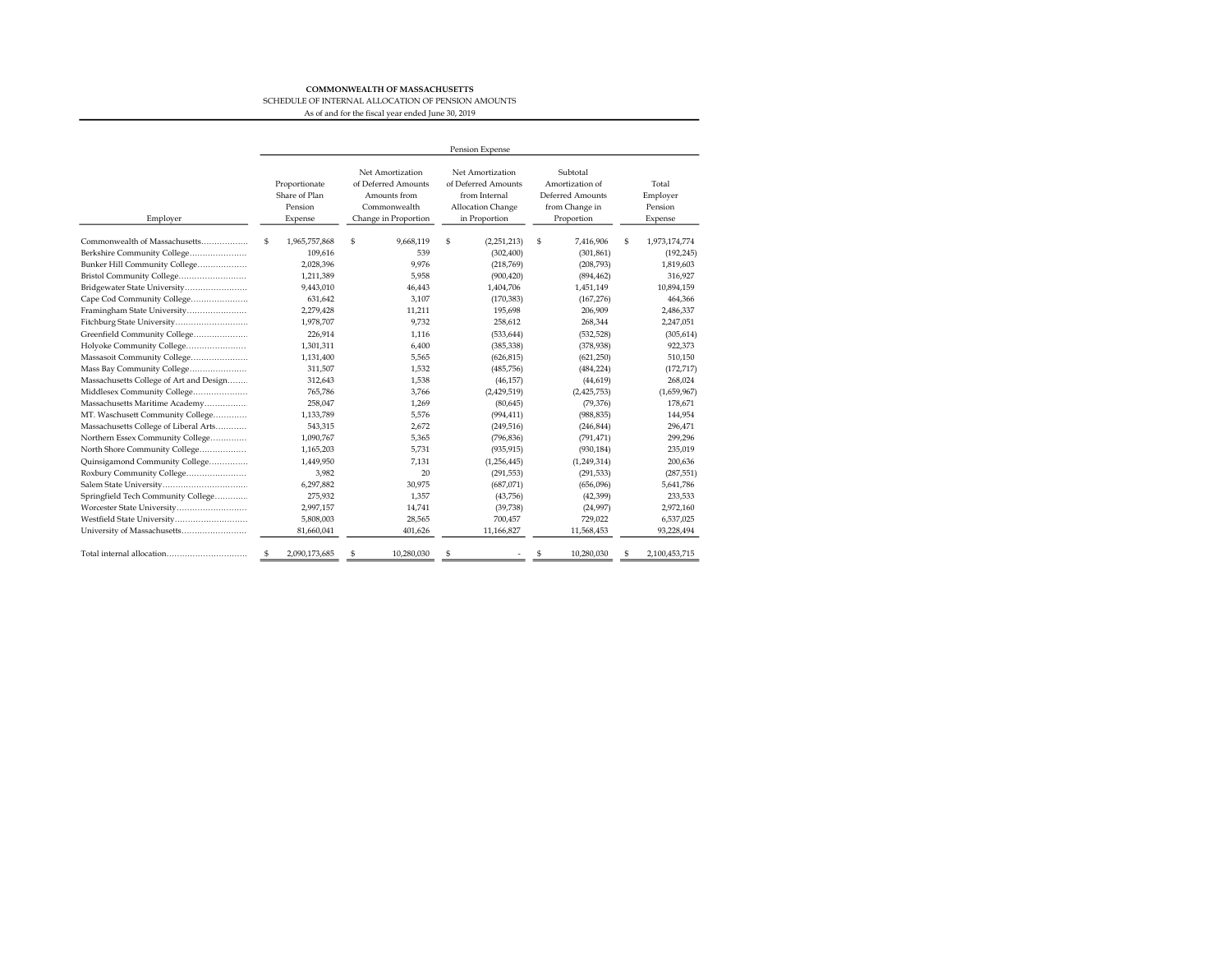**COMMONWEALTH OF MASSACHUSETTS**

SCHEDULE OF INTERNAL ALLOCATION OF PENSION AMOUNTS

As of and for the fiscal year ended June 30, 2019

| | Pension Expense | | | | |
|---|---|---|---|---|---|
| Employer | Proportionate Share of Plan Pension Expense | Net Amortization of Deferred Amounts Amounts from Commonwealth Change in Proportion | Net Amortization of Deferred Amounts from Internal Allocation Change in Proportion | Subtotal Amortization of Deferred Amounts from Change in Proportion | Total Employer Pension Expense |
| Commonwealth of Massachusetts | $ 1,965,757,868 | $ 9,668,119 | $ (2,251,213) | $ 7,416,906 | $ 1,973,174,774 |
| Berkshire Community College | 109,616 | 539 | (302,400) | (301,861) | (192,245) |
| Bunker Hill Community College | 2,028,396 | 9,976 | (218,769) | (208,793) | 1,819,603 |
| Bristol Community College | 1,211,389 | 5,958 | (900,420) | (894,462) | 316,927 |
| Bridgewater State University | 9,443,010 | 46,443 | 1,404,706 | 1,451,149 | 10,894,159 |
| Cape Cod Community College | 631,642 | 3,107 | (170,383) | (167,276) | 464,366 |
| Framingham State University | 2,279,428 | 11,211 | 195,698 | 206,909 | 2,486,337 |
| Fitchburg State University | 1,978,707 | 9,732 | 258,612 | 268,344 | 2,247,051 |
| Greenfield Community College | 226,914 | 1,116 | (533,644) | (532,528) | (305,614) |
| Holyoke Community College | 1,301,311 | 6,400 | (385,338) | (378,938) | 922,373 |
| Massasoit Community College | 1,131,400 | 5,565 | (626,815) | (621,250) | 510,150 |
| Mass Bay Community College | 311,507 | 1,532 | (485,756) | (484,224) | (172,717) |
| Massachusetts College of Art and Design | 312,643 | 1,538 | (46,157) | (44,619) | 268,024 |
| Middlesex Community College | 765,786 | 3,766 | (2,429,519) | (2,425,753) | (1,659,967) |
| Massachusetts Maritime Academy | 258,047 | 1,269 | (80,645) | (79,376) | 178,671 |
| MT. Waschusett Community College | 1,133,789 | 5,576 | (994,411) | (988,835) | 144,954 |
| Massachusetts College of Liberal Arts | 543,315 | 2,672 | (249,516) | (246,844) | 296,471 |
| Northern Essex Community College | 1,090,767 | 5,365 | (796,836) | (791,471) | 299,296 |
| North Shore Community College | 1,165,203 | 5,731 | (935,915) | (930,184) | 235,019 |
| Quinsigamond Community College | 1,449,950 | 7,131 | (1,256,445) | (1,249,314) | 200,636 |
| Roxbury Community College | 3,982 | 20 | (291,553) | (291,533) | (287,551) |
| Salem State University | 6,297,882 | 30,975 | (687,071) | (656,096) | 5,641,786 |
| Springfield Tech Community College | 275,932 | 1,357 | (43,756) | (42,399) | 233,533 |
| Worcester State University | 2,997,157 | 14,741 | (39,738) | (24,997) | 2,972,160 |
| Westfield State University | 5,808,003 | 28,565 | 700,457 | 729,022 | 6,537,025 |
| University of Massachusetts | 81,660,041 | 401,626 | 11,166,827 | 11,568,453 | 93,228,494 |
| Total internal allocation | $ 2,090,173,685 | $ 10,280,030 | $ - | $ 10,280,030 | $ 2,100,453,715 |